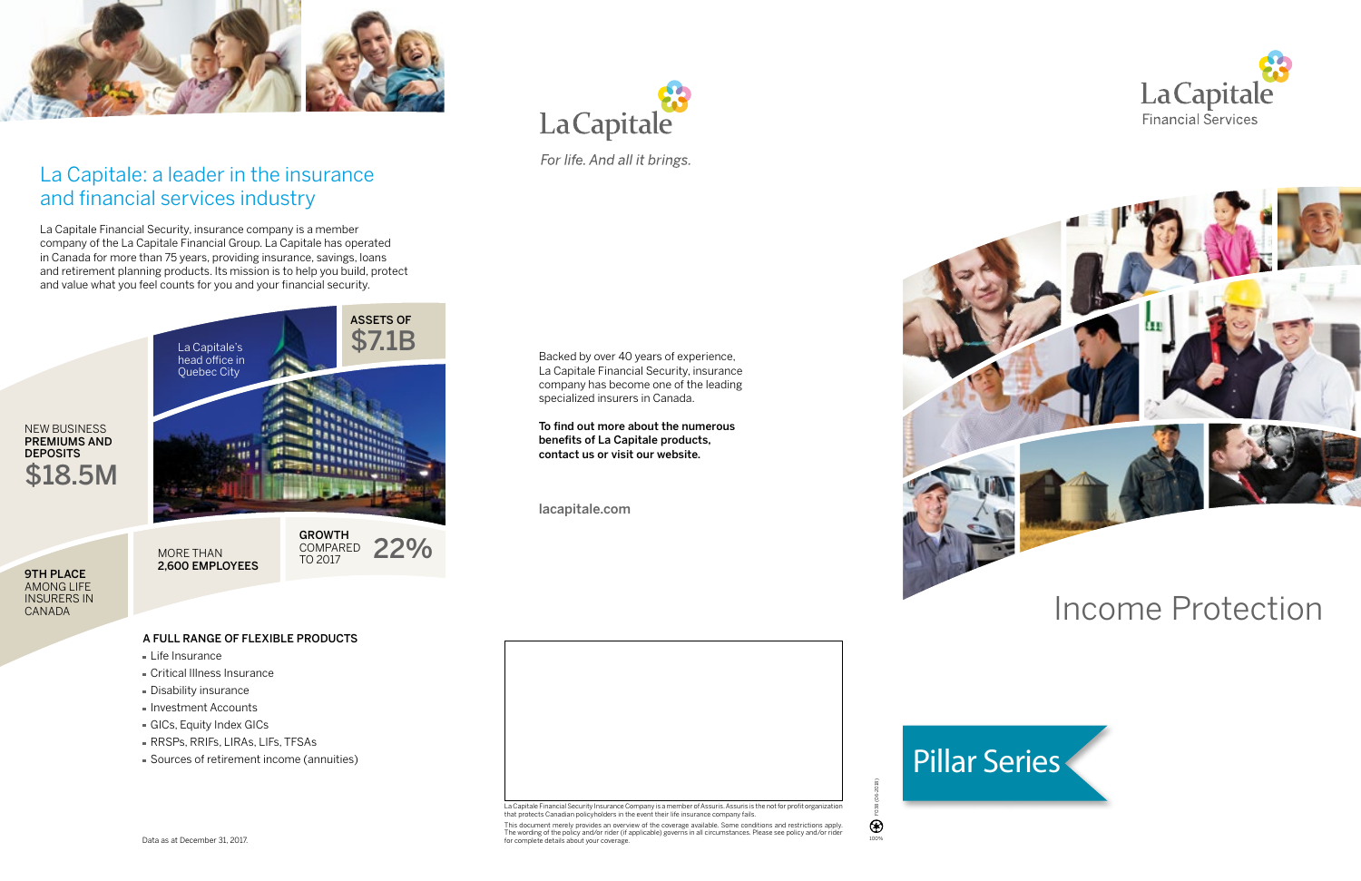# La Capitale: a leader in the insurance and financial services industry

La Capitale Financial Security, insurance company is a member company of the La Capitale Financial Group. La Capitale has operated in Canada for more than 75 years, providing insurance, savings, loans and retirement planning products. Its mission is to help you build, protect and value what you feel counts for you and your financial security.

La Capitale's head office in Quebec City

ASSETS OF **$7.1B**

NEW BUSINESS **PREMIUMS AND DEPOSITS** **$18.5M**

**9TH PLACE** AMONG LIFE INSURERS IN CANADA

MORE THAN **2,600 EMPLOYEES**

**GROWTH** COMPARED TO 2017 **22%**

**A FULL RANGE OF FLEXIBLE PRODUCTS**

- Life Insurance
- Critical Illness Insurance
- Disability insurance
- Investment Accounts
- GICs, Equity Index GICs
- RRSPs, RRIFs, LIRAs, LIFs, TFSAs
- Sources of retirement income (annuities)

Data as at December 31, 2017.

La Capitale

*For life. And all it brings.*

Backed by over 40 years of experience, La Capitale Financial Security, insurance company has become one of the leading specialized insurers in Canada.

**To find out more about the numerous benefits of La Capitale products, contact us or visit our website.**

**lacapitale.com**

La Capitale Financial Security Insurance Company is a member of Assuris. Assuris is the not for profit organization that protects Canadian policyholders in the event their life insurance company fails.

This document merely provides an overview of the coverage available. Some conditions and restrictions apply. The wording of the policy and/or rider (if applicable) governs in all circumstances. Please see policy and/or rider for complete details about your coverage.

La Capitale Financial Services

# Income Protection

## Pillar Series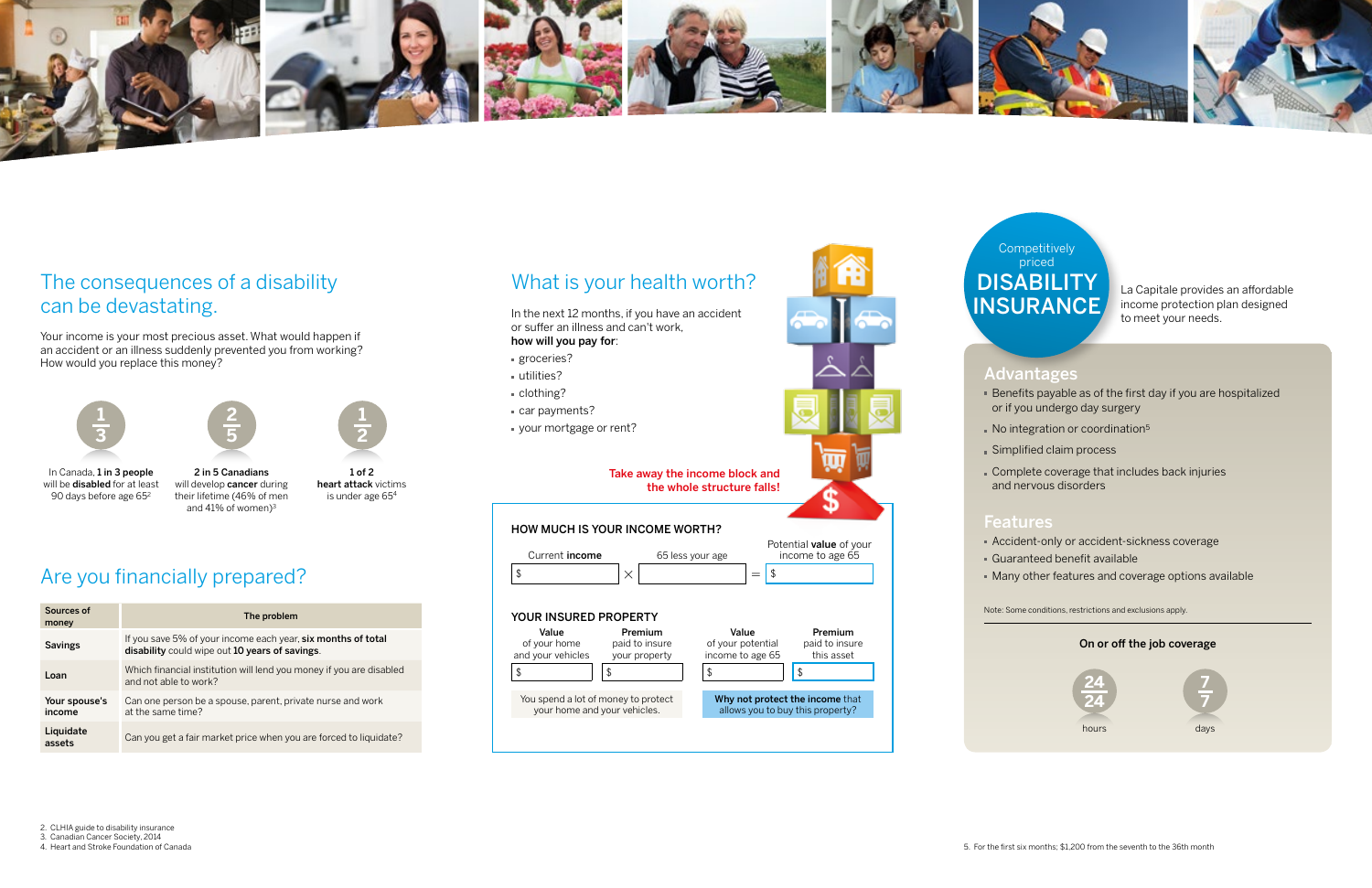## The consequences of a disability can be devastating.

Your income is your most precious asset. What would happen if an accident or an illness suddenly prevented you from working? How would you replace this money?

1/3

In Canada, **1 in 3 people** will be **disabled** for at least 90 days before age 65[2]

2/5

**2 in 5 Canadians** will develop **cancer** during their lifetime (46% of men and 41% of women)[3]

1/2

**1 of 2 heart attack** victims is under age 65[4]

## Are you financially prepared?

| Sources of money | The problem |
|---|---|
| Savings | If you save 5% of your income each year, **six months of total disability** could wipe out **10 years of savings**. |
| Loan | Which financial institution will lend you money if you are disabled and not able to work? |
| Your spouse's income | Can one person be a spouse, parent, private nurse and work at the same time? |
| Liquidate assets | Can you get a fair market price when you are forced to liquidate? |

## What is your health worth?

In the next 12 months, if you have an accident or suffer an illness and can't work,
**how will you pay for**:

- groceries?
- utilities?
- clothing?
- car payments?
- your mortgage or rent?

**Take away the income block and the whole structure falls!**

### HOW MUCH IS YOUR INCOME WORTH?

| Current **income** | | 65 less your age | | Potential **value** of your income to age 65 |
|---|---|---|---|---|
| $ | × | | = | $ |

### YOUR INSURED PROPERTY

| Value of your home and your vehicles | Premium paid to insure your property | Value of your potential income to age 65 | Premium paid to insure this asset |
|---|---|---|---|
| $ | $ | $ | $ |

You spend a lot of money to protect your home and your vehicles.

**Why not protect the income** that allows you to buy this property?

## Competitively priced DISABILITY INSURANCE

La Capitale provides an affordable income protection plan designed to meet your needs.

### Advantages

- Benefits payable as of the first day if you are hospitalized or if you undergo day surgery
- No integration or coordination[5]
- Simplified claim process
- Complete coverage that includes back injuries and nervous disorders

### Features

- Accident-only or accident-sickness coverage
- Guaranteed benefit available
- Many other features and coverage options available

Note: Some conditions, restrictions and exclusions apply.

**On or off the job coverage**

24/24 hours

7/7 days

2. CLHIA guide to disability insurance
3. Canadian Cancer Society, 2014
4. Heart and Stroke Foundation of Canada

5. For the first six months; $1,200 from the seventh to the 36th month